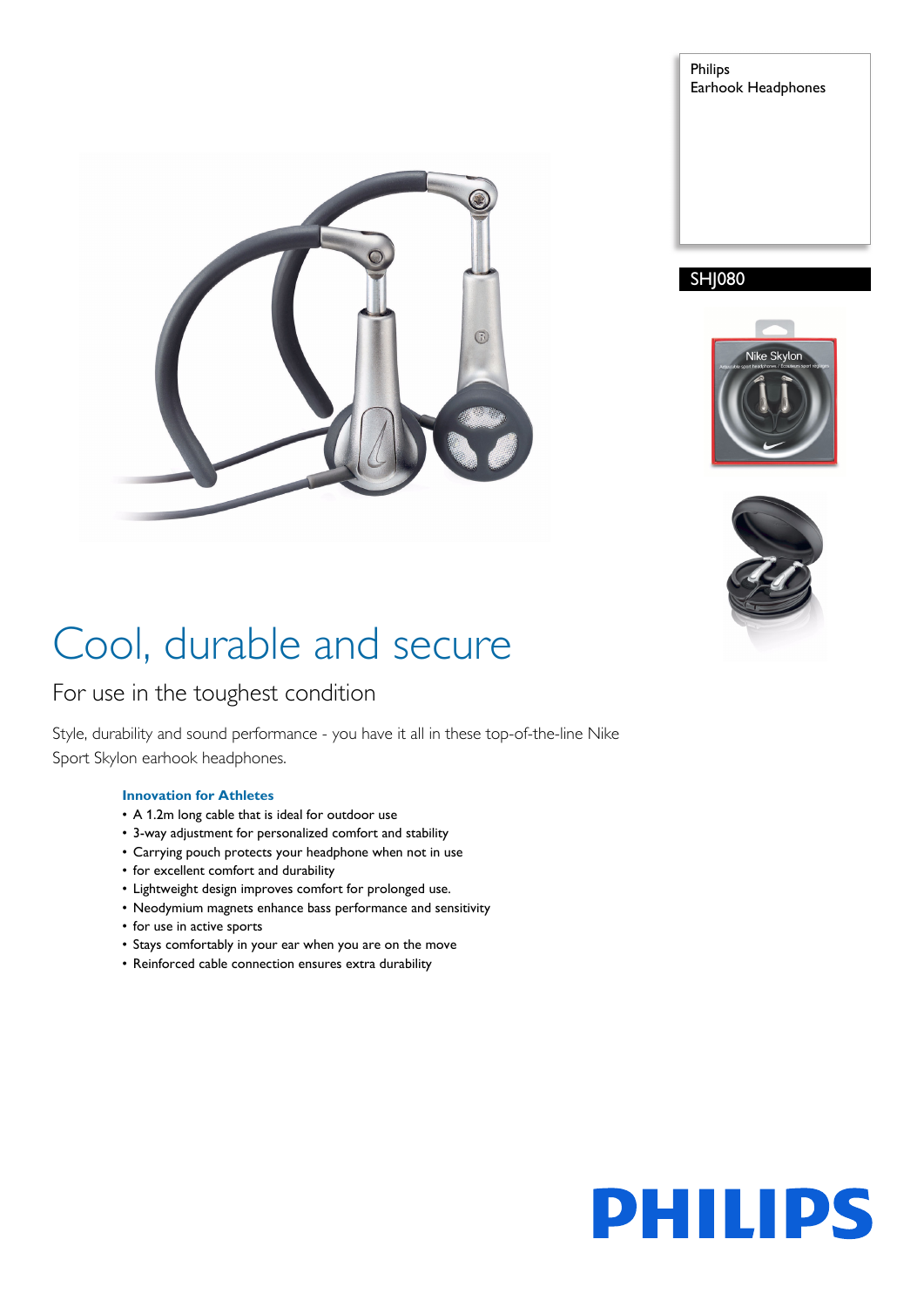Philips
Earhook Headphones

SHJ080

# Cool, durable and secure

## For use in the toughest condition

Style, durability and sound performance - you have it all in these top-of-the-line Nike Sport Skylon earhook headphones.

### Innovation for Athletes

- A 1.2m long cable that is ideal for outdoor use
- 3-way adjustment for personalized comfort and stability
- Carrying pouch protects your headphone when not in use
- for excellent comfort and durability
- Lightweight design improves comfort for prolonged use.
- Neodymium magnets enhance bass performance and sensitivity
- for use in active sports
- Stays comfortably in your ear when you are on the move
- Reinforced cable connection ensures extra durability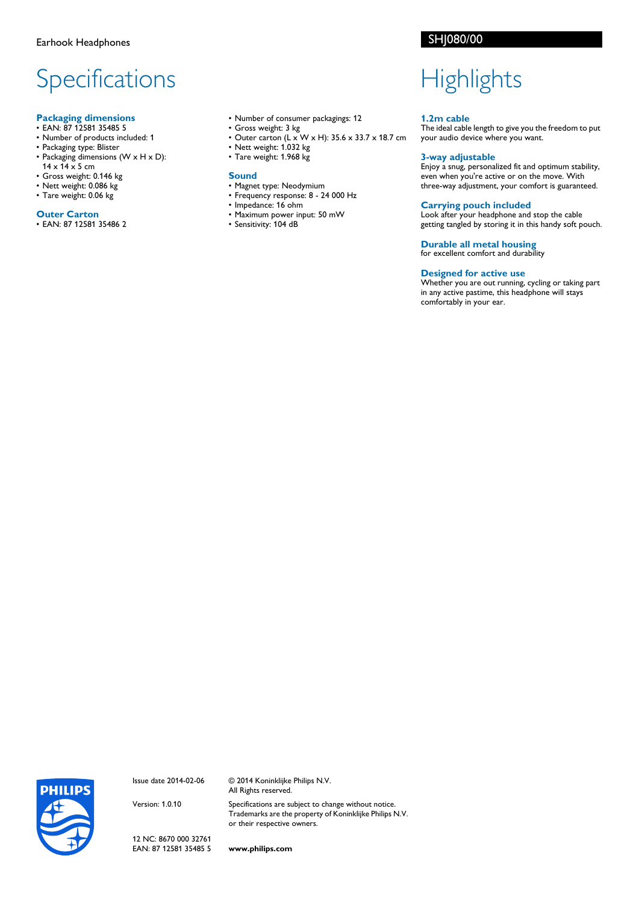# Specifications

### Packaging dimensions
- EAN: 87 12581 35485 5
- Number of products included: 1
- Packaging type: Blister
- Packaging dimensions (W x H x D): 14 x 14 x 5 cm
- Gross weight: 0.146 kg
- Nett weight: 0.086 kg
- Tare weight: 0.06 kg

### Outer Carton
- EAN: 87 12581 35486 2
- Number of consumer packagings: 12
- Gross weight: 3 kg
- Outer carton (L x W x H): 35.6 x 33.7 x 18.7 cm
- Nett weight: 1.032 kg
- Tare weight: 1.968 kg

### Sound
- Magnet type: Neodymium
- Frequency response: 8 - 24 000 Hz
- Impedance: 16 ohm
- Maximum power input: 50 mW
- Sensitivity: 104 dB

# Highlights

### 1.2m cable
The ideal cable length to give you the freedom to put your audio device where you want.

### 3-way adjustable
Enjoy a snug, personalized fit and optimum stability, even when you're active or on the move. With three-way adjustment, your comfort is guaranteed.

### Carrying pouch included
Look after your headphone and stop the cable getting tangled by storing it in this handy soft pouch.

### Durable all metal housing
for excellent comfort and durability

### Designed for active use
Whether you are out running, cycling or taking part in any active pastime, this headphone will stays comfortably in your ear.

Issue date 2014-02-06

Version: 1.0.10

12 NC: 8670 000 32761
EAN: 87 12581 35485 5

© 2014 Koninklijke Philips N.V.
All Rights reserved.

Specifications are subject to change without notice. Trademarks are the property of Koninklijke Philips N.V. or their respective owners.

**www.philips.com**